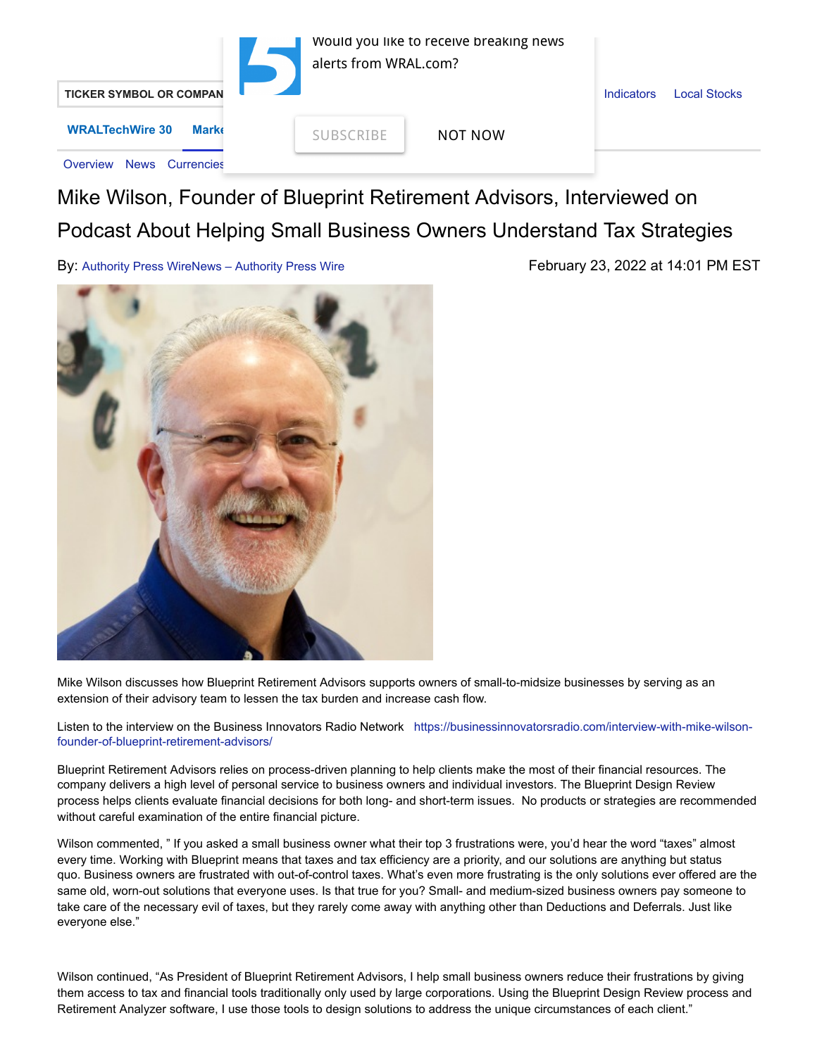# Mike Wilson, Founder of Blueprint Retirement Advisors, Interviewed on Podcast About Helping Small Business Owners Understand Tax Strategies

By: Authority Press WireNews – Authority Press Wire

February 23, 2022 at 14:01 PM EST

Mike Wilson discusses how Blueprint Retirement Advisors supports owners of small-to-midsize businesses by serving as an extension of their advisory team to lessen the tax burden and increase cash flow.

Listen to the interview on the Business Innovators Radio Network https://businessinnovatorsradio.com/interview-with-mike-wilson-founder-of-blueprint-retirement-advisors/

Blueprint Retirement Advisors relies on process-driven planning to help clients make the most of their financial resources. The company delivers a high level of personal service to business owners and individual investors. The Blueprint Design Review process helps clients evaluate financial decisions for both long- and short-term issues. No products or strategies are recommended without careful examination of the entire financial picture.

Wilson commented, " If you asked a small business owner what their top 3 frustrations were, you'd hear the word "taxes" almost every time. Working with Blueprint means that taxes and tax efficiency are a priority, and our solutions are anything but status quo. Business owners are frustrated with out-of-control taxes. What's even more frustrating is the only solutions ever offered are the same old, worn-out solutions that everyone uses. Is that true for you? Small- and medium-sized business owners pay someone to take care of the necessary evil of taxes, but they rarely come away with anything other than Deductions and Deferrals. Just like everyone else."

Wilson continued, "As President of Blueprint Retirement Advisors, I help small business owners reduce their frustrations by giving them access to tax and financial tools traditionally only used by large corporations. Using the Blueprint Design Review process and Retirement Analyzer software, I use those tools to design solutions to address the unique circumstances of each client."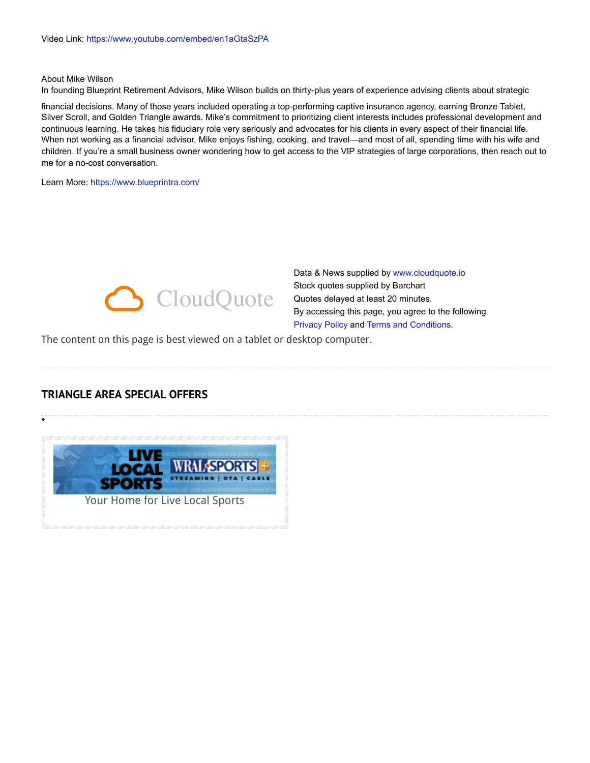Video Link: https://www.youtube.com/embed/en1aGtaSzPA

About Mike Wilson

In founding Blueprint Retirement Advisors, Mike Wilson builds on thirty-plus years of experience advising clients about strategic financial decisions. Many of those years included operating a top-performing captive insurance agency, earning Bronze Tablet, Silver Scroll, and Golden Triangle awards. Mike's commitment to prioritizing client interests includes professional development and continuous learning. He takes his fiduciary role very seriously and advocates for his clients in every aspect of their financial life. When not working as a financial advisor, Mike enjoys fishing, cooking, and travel—and most of all, spending time with his wife and children. If you're a small business owner wondering how to get access to the VIP strategies of large corporations, then reach out to me for a no-cost conversation.

Learn More: https://www.blueprintra.com/

CloudQuote

Data & News supplied by www.cloudquote.io
Stock quotes supplied by Barchart
Quotes delayed at least 20 minutes.
By accessing this page, you agree to the following Privacy Policy and Terms and Conditions.

The content on this page is best viewed on a tablet or desktop computer.

## TRIANGLE AREA SPECIAL OFFERS

- LIVE LOCAL SPORTS WRAL SPORTS+ STREAMING | OTA | CABLE

Your Home for Live Local Sports